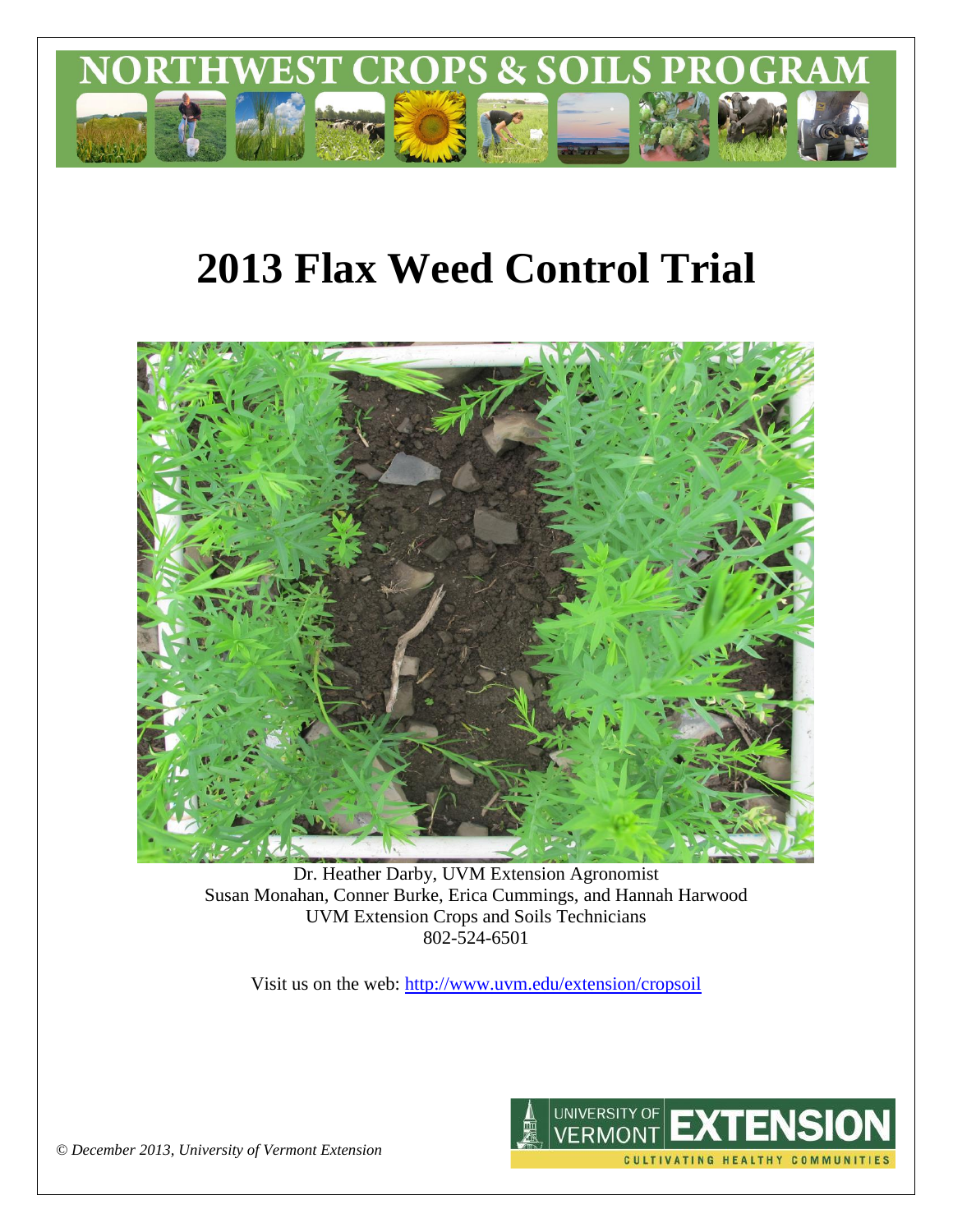# NORTHWEST CROPS & SOILS PROGRAM

# 2013 Flax Weed Control Trial

Dr. Heather Darby, UVM Extension Agronomist
Susan Monahan, Conner Burke, Erica Cummings, and Hannah Harwood
UVM Extension Crops and Soils Technicians
802-524-6501

Visit us on the web: http://www.uvm.edu/extension/cropsoil

*© December 2013, University of Vermont Extension*

UNIVERSITY OF VERMONT EXTENSION
CULTIVATING HEALTHY COMMUNITIES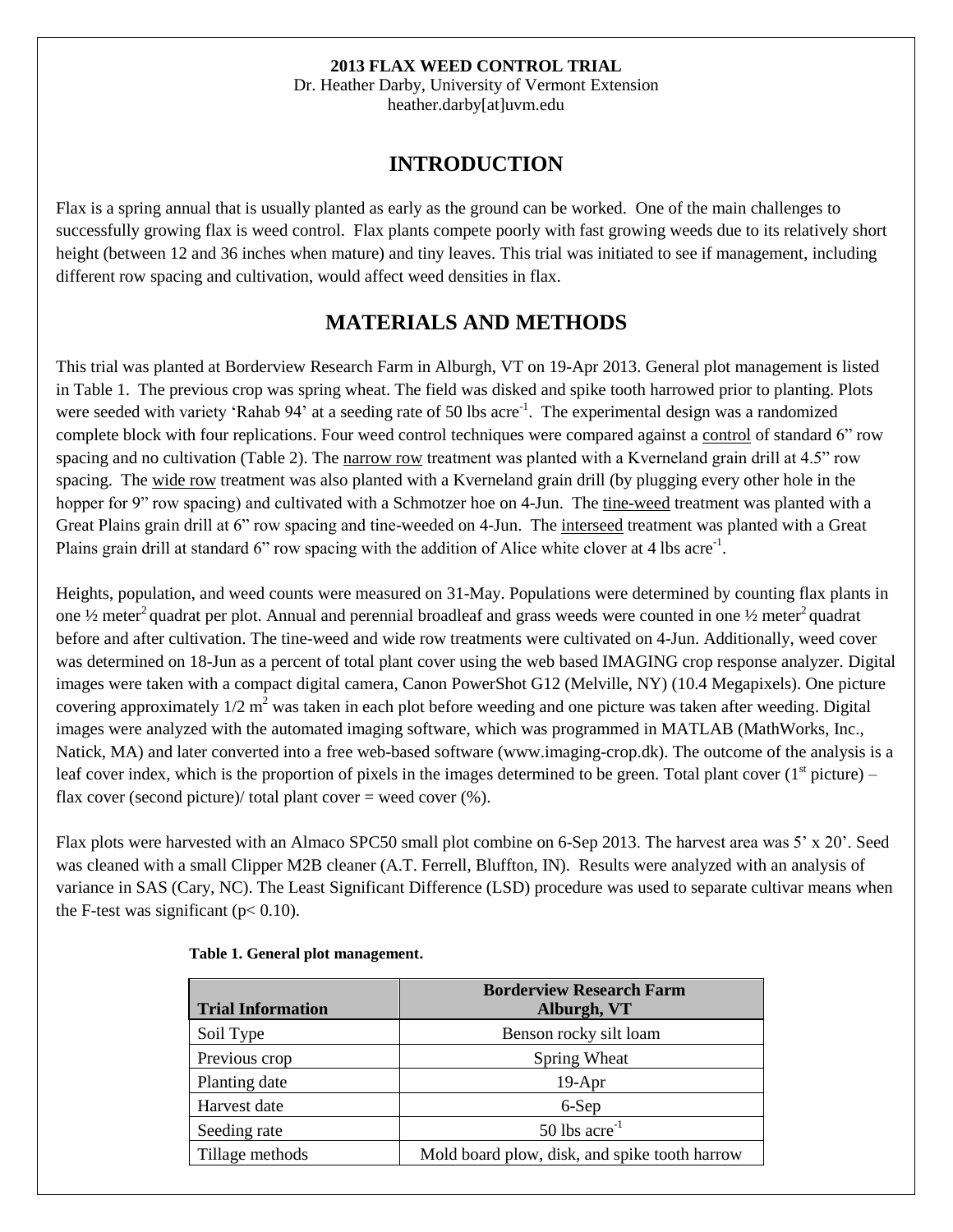**2013 FLAX WEED CONTROL TRIAL**
Dr. Heather Darby, University of Vermont Extension
heather.darby[at]uvm.edu

## INTRODUCTION

Flax is a spring annual that is usually planted as early as the ground can be worked. One of the main challenges to successfully growing flax is weed control. Flax plants compete poorly with fast growing weeds due to its relatively short height (between 12 and 36 inches when mature) and tiny leaves. This trial was initiated to see if management, including different row spacing and cultivation, would affect weed densities in flax.

## MATERIALS AND METHODS

This trial was planted at Borderview Research Farm in Alburgh, VT on 19-Apr 2013. General plot management is listed in Table 1. The previous crop was spring wheat. The field was disked and spike tooth harrowed prior to planting. Plots were seeded with variety 'Rahab 94' at a seeding rate of 50 lbs acre$^{-1}$. The experimental design was a randomized complete block with four replications. Four weed control techniques were compared against a control of standard 6" row spacing and no cultivation (Table 2). The narrow row treatment was planted with a Kverneland grain drill at 4.5" row spacing. The wide row treatment was also planted with a Kverneland grain drill (by plugging every other hole in the hopper for 9" row spacing) and cultivated with a Schmotzer hoe on 4-Jun. The tine-weed treatment was planted with a Great Plains grain drill at 6" row spacing and tine-weeded on 4-Jun. The interseed treatment was planted with a Great Plains grain drill at standard 6" row spacing with the addition of Alice white clover at 4 lbs acre$^{-1}$.

Heights, population, and weed counts were measured on 31-May. Populations were determined by counting flax plants in one ½ meter$^2$ quadrat per plot. Annual and perennial broadleaf and grass weeds were counted in one ½ meter$^2$ quadrat before and after cultivation. The tine-weed and wide row treatments were cultivated on 4-Jun. Additionally, weed cover was determined on 18-Jun as a percent of total plant cover using the web based IMAGING crop response analyzer. Digital images were taken with a compact digital camera, Canon PowerShot G12 (Melville, NY) (10.4 Megapixels). One picture covering approximately 1/2 m$^2$ was taken in each plot before weeding and one picture was taken after weeding. Digital images were analyzed with the automated imaging software, which was programmed in MATLAB (MathWorks, Inc., Natick, MA) and later converted into a free web-based software (www.imaging-crop.dk). The outcome of the analysis is a leaf cover index, which is the proportion of pixels in the images determined to be green. Total plant cover (1$^{st}$ picture) – flax cover (second picture)/ total plant cover = weed cover (%).

Flax plots were harvested with an Almaco SPC50 small plot combine on 6-Sep 2013. The harvest area was 5' x 20'. Seed was cleaned with a small Clipper M2B cleaner (A.T. Ferrell, Bluffton, IN). Results were analyzed with an analysis of variance in SAS (Cary, NC). The Least Significant Difference (LSD) procedure was used to separate cultivar means when the F-test was significant ($p < 0.10$).

**Table 1. General plot management.**

| Trial Information | Borderview Research Farm Alburgh, VT |
|---|---|
| Soil Type | Benson rocky silt loam |
| Previous crop | Spring Wheat |
| Planting date | 19-Apr |
| Harvest date | 6-Sep |
| Seeding rate | 50 lbs acre$^{-1}$ |
| Tillage methods | Mold board plow, disk, and spike tooth harrow |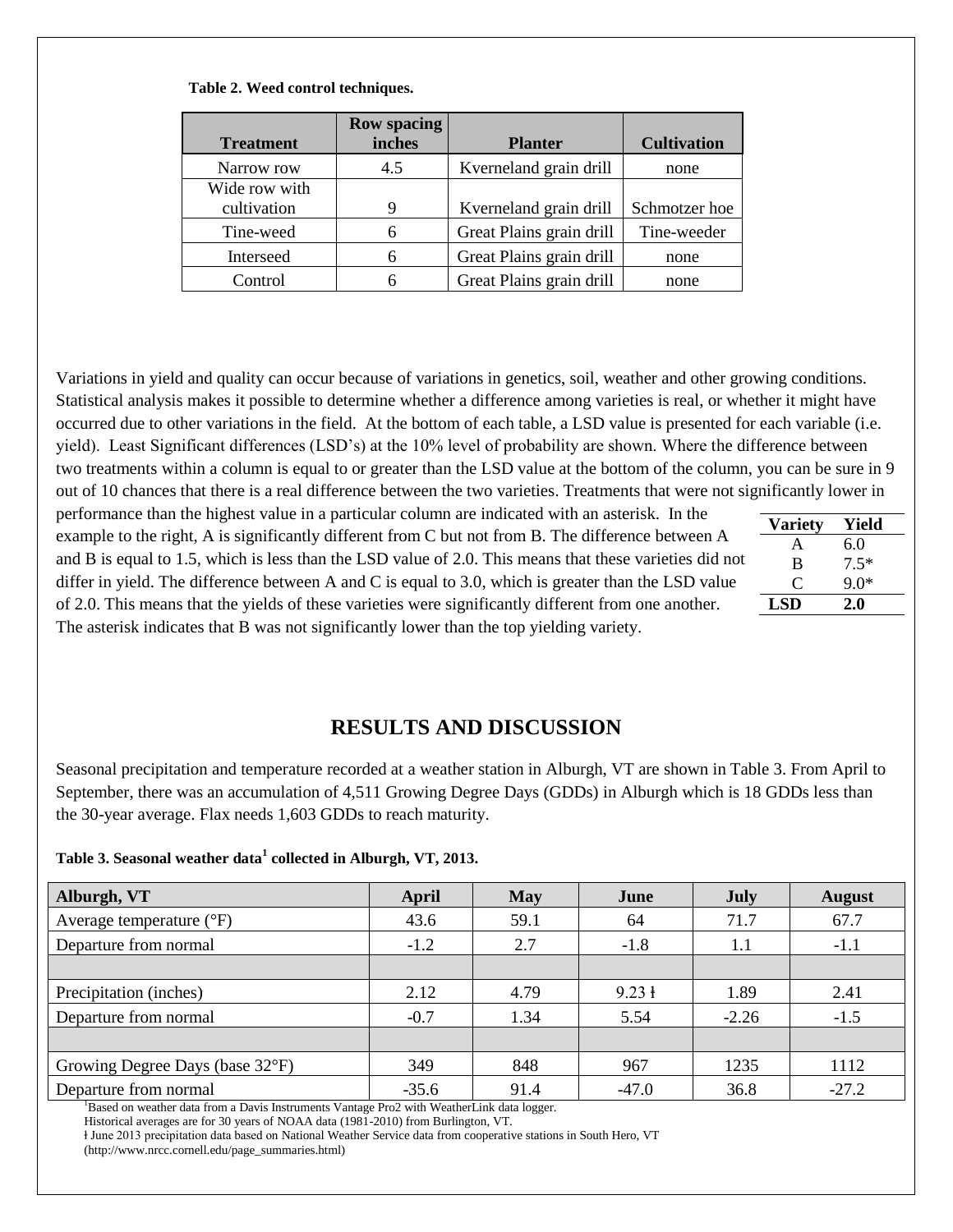**Table 2. Weed control techniques.**

| Treatment | Row spacing inches | Planter | Cultivation |
|---|---|---|---|
| Narrow row | 4.5 | Kverneland grain drill | none |
| Wide row with cultivation | 9 | Kverneland grain drill | Schmotzer hoe |
| Tine-weed | 6 | Great Plains grain drill | Tine-weeder |
| Interseed | 6 | Great Plains grain drill | none |
| Control | 6 | Great Plains grain drill | none |

Variations in yield and quality can occur because of variations in genetics, soil, weather and other growing conditions. Statistical analysis makes it possible to determine whether a difference among varieties is real, or whether it might have occurred due to other variations in the field. At the bottom of each table, a LSD value is presented for each variable (i.e. yield). Least Significant differences (LSD's) at the 10% level of probability are shown. Where the difference between two treatments within a column is equal to or greater than the LSD value at the bottom of the column, you can be sure in 9 out of 10 chances that there is a real difference between the two varieties. Treatments that were not significantly lower in performance than the highest value in a particular column are indicated with an asterisk. In the example to the right, A is significantly different from C but not from B. The difference between A and B is equal to 1.5, which is less than the LSD value of 2.0. This means that these varieties did not differ in yield. The difference between A and C is equal to 3.0, which is greater than the LSD value of 2.0. This means that the yields of these varieties were significantly different from one another. The asterisk indicates that B was not significantly lower than the top yielding variety.

| Variety | Yield |
|---|---|
| A | 6.0 |
| B | 7.5* |
| C | 9.0* |
| **LSD** | **2.0** |

## RESULTS AND DISCUSSION

Seasonal precipitation and temperature recorded at a weather station in Alburgh, VT are shown in Table 3. From April to September, there was an accumulation of 4,511 Growing Degree Days (GDDs) in Alburgh which is 18 GDDs less than the 30-year average. Flax needs 1,603 GDDs to reach maturity.

**Table 3. Seasonal weather data[1] collected in Alburgh, VT, 2013.**

| Alburgh, VT | April | May | June | July | August |
|---|---|---|---|---|---|
| Average temperature (°F) | 43.6 | 59.1 | 64 | 71.7 | 67.7 |
| Departure from normal | -1.2 | 2.7 | -1.8 | 1.1 | -1.1 |
| | | | | | |
| Precipitation (inches) | 2.12 | 4.79 | 9.23 ł | 1.89 | 2.41 |
| Departure from normal | -0.7 | 1.34 | 5.54 | -2.26 | -1.5 |
| | | | | | |
| Growing Degree Days (base 32°F) | 349 | 848 | 967 | 1235 | 1112 |
| Departure from normal | -35.6 | 91.4 | -47.0 | 36.8 | -27.2 |

[1]Based on weather data from a Davis Instruments Vantage Pro2 with WeatherLink data logger.
Historical averages are for 30 years of NOAA data (1981-2010) from Burlington, VT.
ł June 2013 precipitation data based on National Weather Service data from cooperative stations in South Hero, VT (http://www.nrcc.cornell.edu/page_summaries.html)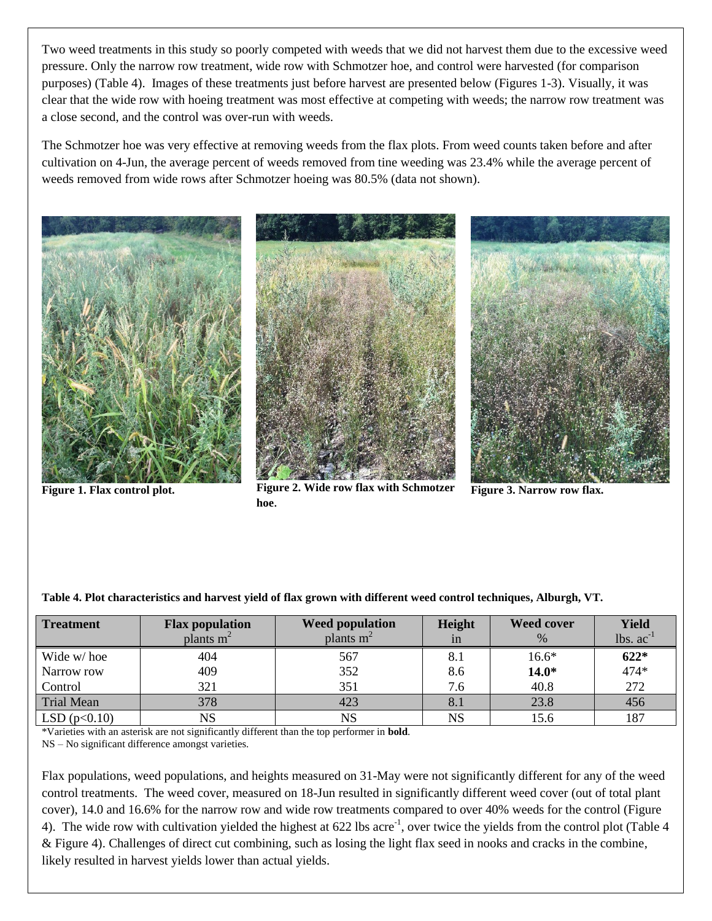Two weed treatments in this study so poorly competed with weeds that we did not harvest them due to the excessive weed pressure. Only the narrow row treatment, wide row with Schmotzer hoe, and control were harvested (for comparison purposes) (Table 4). Images of these treatments just before harvest are presented below (Figures 1-3). Visually, it was clear that the wide row with hoeing treatment was most effective at competing with weeds; the narrow row treatment was a close second, and the control was over-run with weeds.

The Schmotzer hoe was very effective at removing weeds from the flax plots. From weed counts taken before and after cultivation on 4-Jun, the average percent of weeds removed from tine weeding was 23.4% while the average percent of weeds removed from wide rows after Schmotzer hoeing was 80.5% (data not shown).

**Figure 1. Flax control plot.**

**Figure 2. Wide row flax with Schmotzer hoe.**

**Figure 3. Narrow row flax.**

**Table 4. Plot characteristics and harvest yield of flax grown with different weed control techniques, Alburgh, VT.**

| Treatment | Flax population plants $m^2$ | Weed population plants $m^2$ | Height in | Weed cover % | Yield lbs. $ac^{-1}$ |
|---|---|---|---|---|---|
| Wide w/ hoe | 404 | 567 | 8.1 | 16.6* | **622*** |
| Narrow row | 409 | 352 | 8.6 | **14.0*** | 474* |
| Control | 321 | 351 | 7.6 | 40.8 | 272 |
| Trial Mean | 378 | 423 | 8.1 | 23.8 | 456 |
| LSD ($p<0.10$) | NS | NS | NS | 15.6 | 187 |

*Varieties with an asterisk are not significantly different than the top performer in **bold**.
NS – No significant difference amongst varieties.

Flax populations, weed populations, and heights measured on 31-May were not significantly different for any of the weed control treatments. The weed cover, measured on 18-Jun resulted in significantly different weed cover (out of total plant cover), 14.0 and 16.6% for the narrow row and wide row treatments compared to over 40% weeds for the control (Figure 4). The wide row with cultivation yielded the highest at 622 lbs acre$^{-1}$, over twice the yields from the control plot (Table 4 & Figure 4). Challenges of direct cut combining, such as losing the light flax seed in nooks and cracks in the combine, likely resulted in harvest yields lower than actual yields.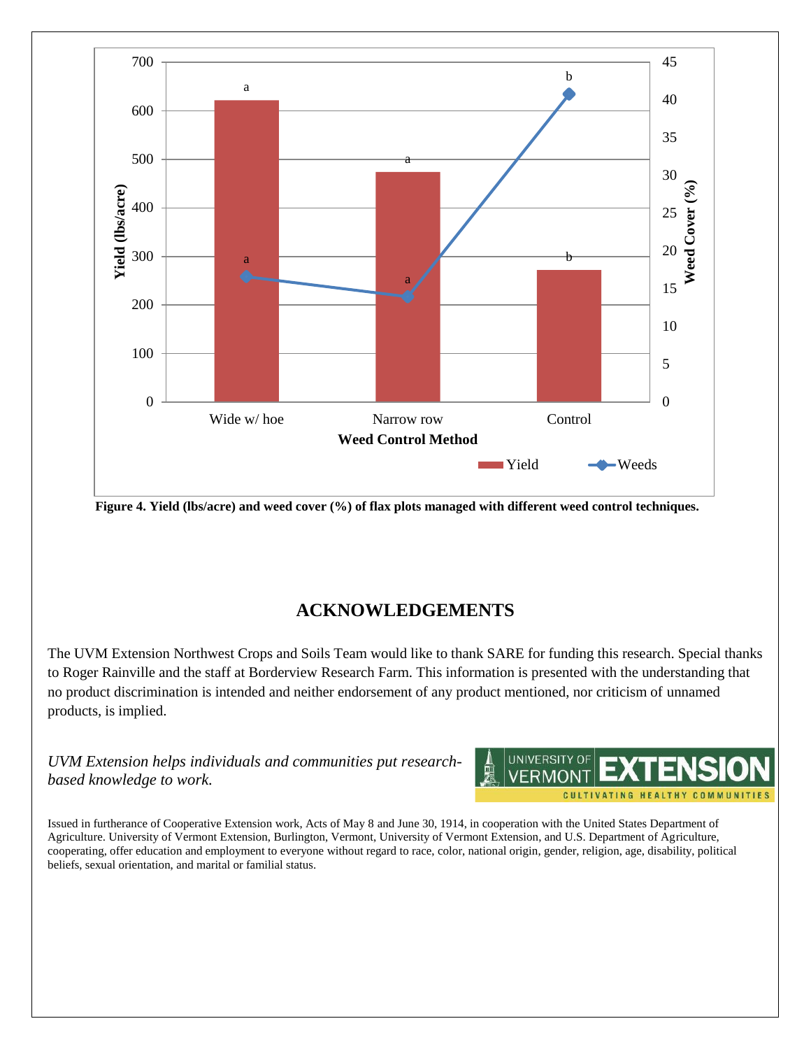700
600
500
400
300
200
100
0

Yield (lbs/acre)

45
40
35
30
25
20
15
10
5
0

Weed Cover (%)

a
a
a
a
b
b

Wide w/ hoe
Narrow row
Control

Weed Control Method

Yield
Weeds

**Figure 4. Yield (lbs/acre) and weed cover (%) of flax plots managed with different weed control techniques.**

## ACKNOWLEDGEMENTS

The UVM Extension Northwest Crops and Soils Team would like to thank SARE for funding this research. Special thanks to Roger Rainville and the staff at Borderview Research Farm. This information is presented with the understanding that no product discrimination is intended and neither endorsement of any product mentioned, nor criticism of unnamed products, is implied.

*UVM Extension helps individuals and communities put research-based knowledge to work.*

UNIVERSITY OF VERMONT EXTENSION
CULTIVATING HEALTHY COMMUNITIES

Issued in furtherance of Cooperative Extension work, Acts of May 8 and June 30, 1914, in cooperation with the United States Department of Agriculture. University of Vermont Extension, Burlington, Vermont, University of Vermont Extension, and U.S. Department of Agriculture, cooperating, offer education and employment to everyone without regard to race, color, national origin, gender, religion, age, disability, political beliefs, sexual orientation, and marital or familial status.